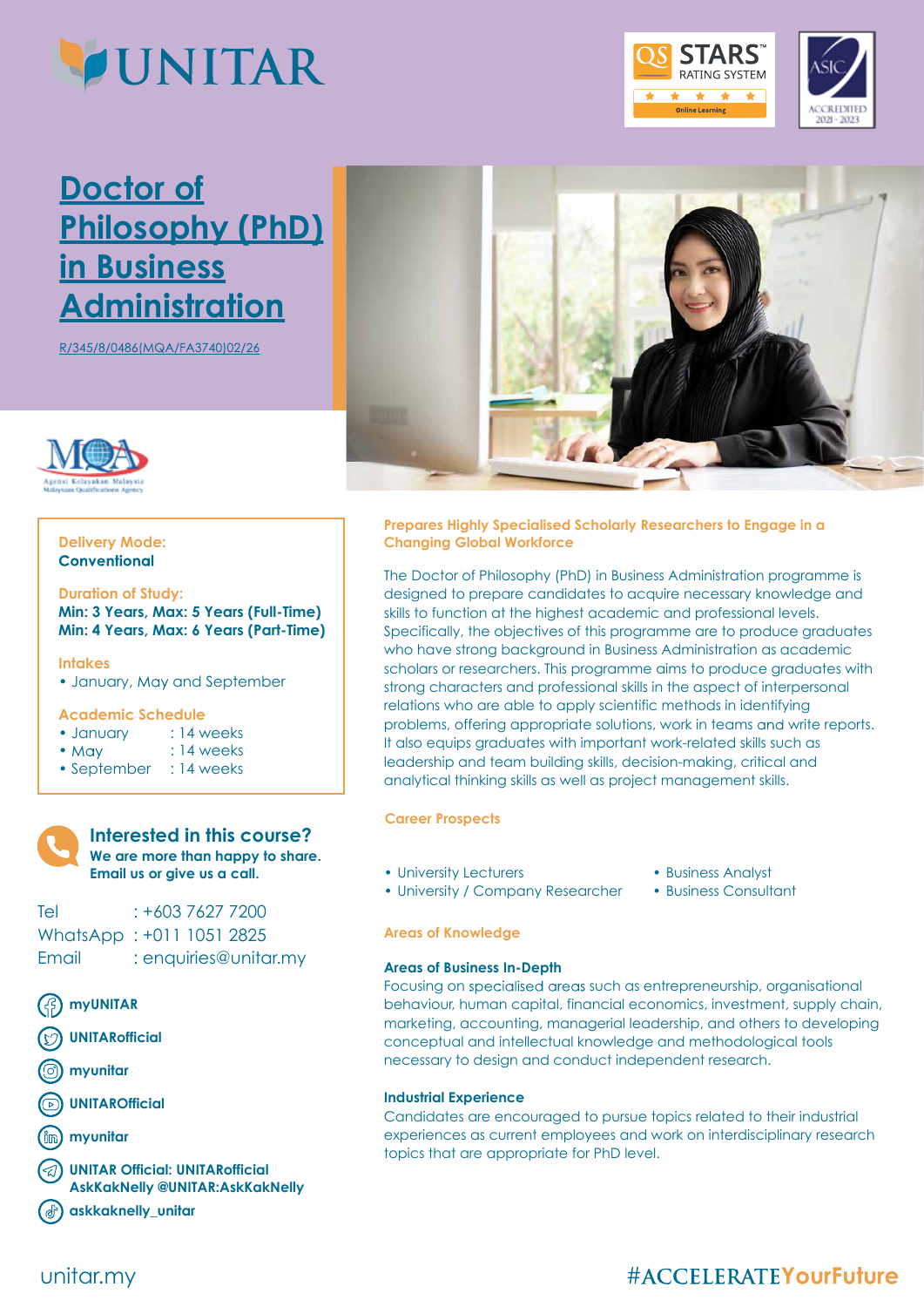# Doctor of Philosophy (PhD) in Business Administration

R/345/8/0486(MQA/FA3740)02/26

**Delivery Mode:**
**Conventional**

**Duration of Study:**
**Min: 3 Years, Max: 5 Years (Full-Time)**
**Min: 4 Years, Max: 6 Years (Part-Time)**

**Intakes**
- January, May and September

**Academic Schedule**
- January : 14 weeks
- May : 14 weeks
- September : 14 weeks

## Interested in this course?

**We are more than happy to share. Email us or give us a call.**

Tel : +603 7627 7200
WhatsApp : +011 1051 2825
Email : enquiries@unitar.my

- myUNITAR
- UNITARofficial
- myunitar
- UNITAROfficial
- myunitar
- UNITAR Official: UNITARofficial
  AskKakNelly @UNITAR:AskKakNelly
- askkaknelly_unitar

## Prepares Highly Specialised Scholarly Researchers to Engage in a Changing Global Workforce

The Doctor of Philosophy (PhD) in Business Administration programme is designed to prepare candidates to acquire necessary knowledge and skills to function at the highest academic and professional levels. Specifically, the objectives of this programme are to produce graduates who have strong background in Business Administration as academic scholars or researchers. This programme aims to produce graduates with strong characters and professional skills in the aspect of interpersonal relations who are able to apply scientific methods in identifying problems, offering appropriate solutions, work in teams and write reports. It also equips graduates with important work-related skills such as leadership and team building skills, decision-making, critical and analytical thinking skills as well as project management skills.

## Career Prospects

- University Lecturers
- University / Company Researcher
- Business Analyst
- Business Consultant

## Areas of Knowledge

### Areas of Business In-Depth

Focusing on specialised areas such as entrepreneurship, organisational behaviour, human capital, financial economics, investment, supply chain, marketing, accounting, managerial leadership, and others to developing conceptual and intellectual knowledge and methodological tools necessary to design and conduct independent research.

### Industrial Experience

Candidates are encouraged to pursue topics related to their industrial experiences as current employees and work on interdisciplinary research topics that are appropriate for PhD level.

unitar.my

#ACCELERATEYourFuture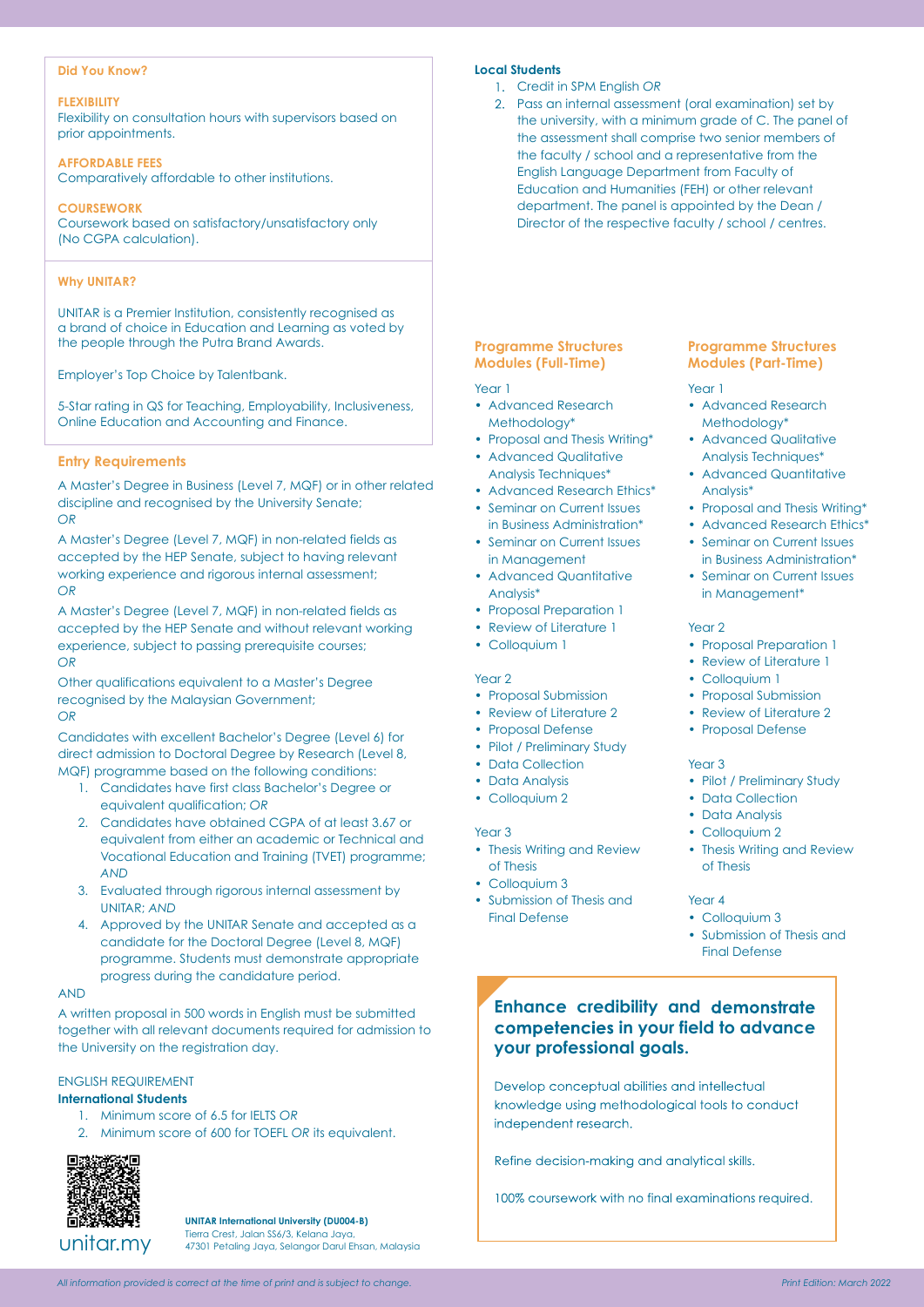## Did You Know?

**FLEXIBILITY**
Flexibility on consultation hours with supervisors based on prior appointments.

**AFFORDABLE FEES**
Comparatively affordable to other institutions.

**COURSEWORK**
Coursework based on satisfactory/unsatisfactory only (No CGPA calculation).

## Why UNITAR?

UNITAR is a Premier Institution, consistently recognised as a brand of choice in Education and Learning as voted by the people through the Putra Brand Awards.

Employer's Top Choice by Talentbank.

5-Star rating in QS for Teaching, Employability, Inclusiveness, Online Education and Accounting and Finance.

## Entry Requirements

A Master's Degree in Business (Level 7, MQF) or in other related discipline and recognised by the University Senate;
*OR*

A Master's Degree (Level 7, MQF) in non-related fields as accepted by the HEP Senate, subject to having relevant working experience and rigorous internal assessment;
*OR*

A Master's Degree (Level 7, MQF) in non-related fields as accepted by the HEP Senate and without relevant working experience, subject to passing prerequisite courses;
*OR*

Other qualifications equivalent to a Master's Degree recognised by the Malaysian Government;
*OR*

Candidates with excellent Bachelor's Degree (Level 6) for direct admission to Doctoral Degree by Research (Level 8, MQF) programme based on the following conditions:

1. Candidates have first class Bachelor's Degree or equivalent qualification; *OR*
2. Candidates have obtained CGPA of at least 3.67 or equivalent from either an academic or Technical and Vocational Education and Training (TVET) programme; *AND*
3. Evaluated through rigorous internal assessment by UNITAR; *AND*
4. Approved by the UNITAR Senate and accepted as a candidate for the Doctoral Degree (Level 8, MQF) programme. Students must demonstrate appropriate progress during the candidature period.

AND

A written proposal in 500 words in English must be submitted together with all relevant documents required for admission to the University on the registration day.

ENGLISH REQUIREMENT

**International Students**

1. Minimum score of 6.5 for IELTS *OR*
2. Minimum score of 600 for TOEFL *OR* its equivalent.

**Local Students**

1. Credit in SPM English *OR*
2. Pass an internal assessment (oral examination) set by the university, with a minimum grade of C. The panel of the assessment shall comprise two senior members of the faculty / school and a representative from the English Language Department from Faculty of Education and Humanities (FEH) or other relevant department. The panel is appointed by the Dean / Director of the respective faculty / school / centres.

## Programme Structures Modules (Full-Time)

Year 1

- Advanced Research Methodology*
- Proposal and Thesis Writing*
- Advanced Qualitative Analysis Techniques*
- Advanced Research Ethics*
- Seminar on Current Issues in Business Administration*
- Seminar on Current Issues in Management
- Advanced Quantitative Analysis*
- Proposal Preparation 1
- Review of Literature 1
- Colloquium 1

Year 2

- Proposal Submission
- Review of Literature 2
- Proposal Defense
- Pilot / Preliminary Study
- Data Collection
- Data Analysis
- Colloquium 2

Year 3

- Thesis Writing and Review of Thesis
- Colloquium 3
- Submission of Thesis and Final Defense

## Programme Structures Modules (Part-Time)

Year 1

- Advanced Research Methodology*
- Advanced Qualitative Analysis Techniques*
- Advanced Quantitative Analysis*
- Proposal and Thesis Writing*
- Advanced Research Ethics*
- Seminar on Current Issues in Business Administration*
- Seminar on Current Issues in Management*

Year 2

- Proposal Preparation 1
- Review of Literature 1
- Colloquium 1
- Proposal Submission
- Review of Literature 2
- Proposal Defense

Year 3

- Pilot / Preliminary Study
- Data Collection
- Data Analysis
- Colloquium 2
- Thesis Writing and Review of Thesis

Year 4

- Colloquium 3
- Submission of Thesis and Final Defense

## Enhance credibility and demonstrate competencies in your field to advance your professional goals.

Develop conceptual abilities and intellectual knowledge using methodological tools to conduct independent research.

Refine decision-making and analytical skills.

100% coursework with no final examinations required.

unitar.my

**UNITAR International University (DU004-B)**
Tierra Crest, Jalan SS6/3, Kelana Jaya,
47301 Petaling Jaya, Selangor Darul Ehsan, Malaysia

*All information provided is correct at the time of print and is subject to change.*

*Print Edition: March 2022*